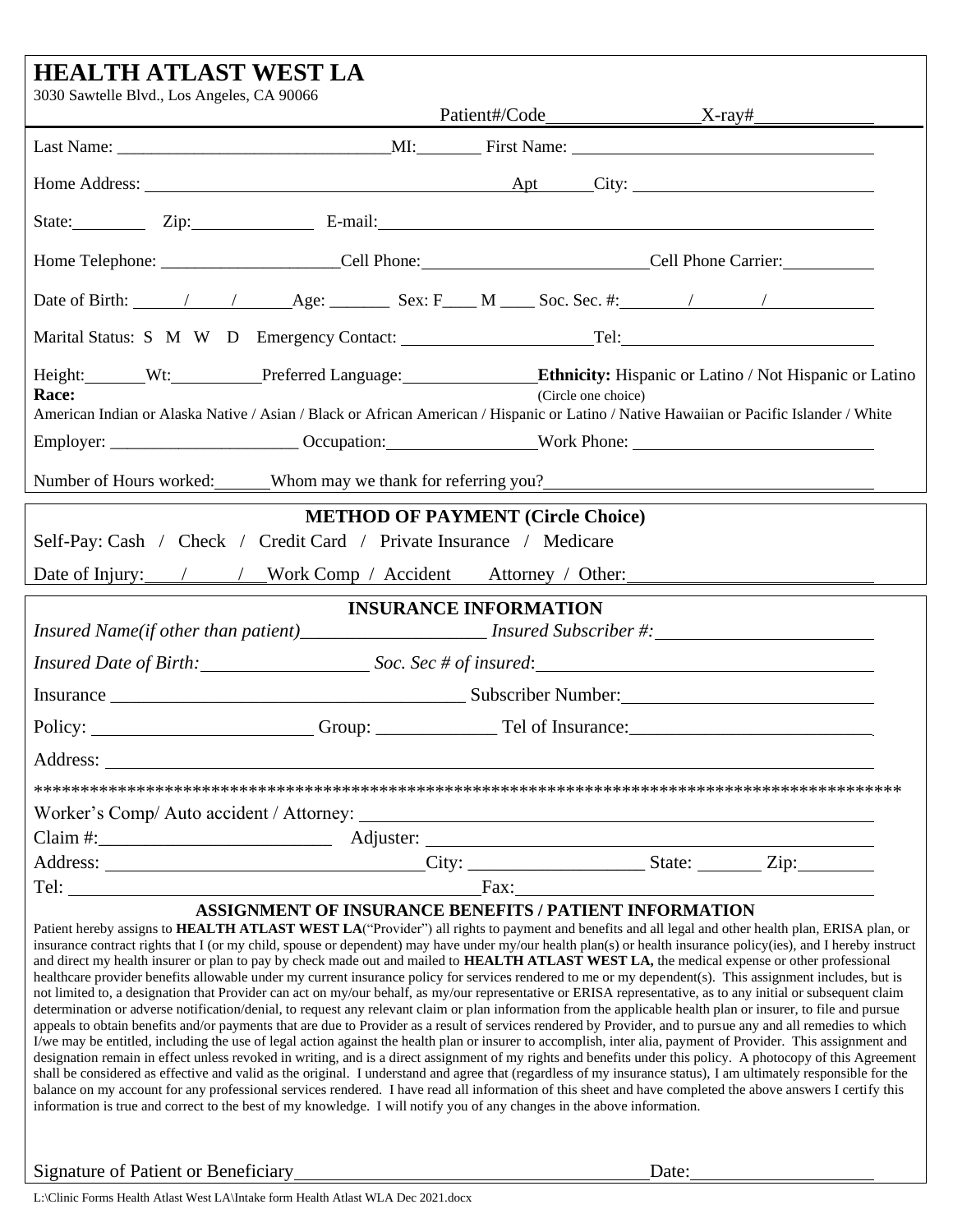# HEALTH ATLAST WEST LA

3030 Sawtelle Blvd., Los Angeles, CA 90066

Patient#/Code________________ X-ray#____________

Last Name: ______________________________ MI: _______ First Name: ___________________________________

Home Address: ____________________________________________ Apt ______ City: ___________________________

State: ________ Zip: ______________ E-mail: ___________________________________________________________

Home Telephone: ____________________ Cell Phone: _________________________ Cell Phone Carrier: __________

Date of Birth: ____/____/______ Age: _______ Sex: F____ M ____ Soc. Sec. #: _______/_______/____________

Marital Status: S M W D Emergency Contact: ______________________ Tel: ____________________________

Height: _______ Wt: __________ Preferred Language: _______________ **Ethnicity:** Hispanic or Latino / Not Hispanic or Latino

**Race:** (Circle one choice)

American Indian or Alaska Native / Asian / Black or African American / Hispanic or Latino / Native Hawaiian or Pacific Islander / White

Employer: ______________________ Occupation: _________________ Work Phone: ___________________________

Number of Hours worked: ______ Whom may we thank for referring you? ______________________________________

## METHOD OF PAYMENT (Circle Choice)

Self-Pay: Cash / Check / Credit Card / Private Insurance / Medicare

Date of Injury: ___/_____/___ Work Comp / Accident Attorney / Other: __________________________

## INSURANCE INFORMATION

*Insured Name(if other than patient)*___________________ *Insured Subscriber #:* ______________________

*Insured Date of Birth:* __________________ *Soc. Sec # of insured*: ____________________________________

Insurance ______________________________________ Subscriber Number: __________________________

Policy: _______________________ Group: _____________ Tel of Insurance: __________________________

Address: _____________________________________________________________________________________

***********************************************************************************************

Worker's Comp/ Auto accident / Attorney: _______________________________________________________

Claim #: ________________________ Adjuster: _____________________________________________________

Address: _________________________________ City: ___________________ State: _______ Zip: ________

Tel: _____________________________________________ Fax: _____________________________________

## ASSIGNMENT OF INSURANCE BENEFITS / PATIENT INFORMATION

Patient hereby assigns to **HEALTH ATLAST WEST LA**("Provider") all rights to payment and benefits and all legal and other health plan, ERISA plan, or insurance contract rights that I (or my child, spouse or dependent) may have under my/our health plan(s) or health insurance policy(ies), and I hereby instruct and direct my health insurer or plan to pay by check made out and mailed to **HEALTH ATLAST WEST LA,** the medical expense or other professional healthcare provider benefits allowable under my current insurance policy for services rendered to me or my dependent(s). This assignment includes, but is not limited to, a designation that Provider can act on my/our behalf, as my/our representative or ERISA representative, as to any initial or subsequent claim determination or adverse notification/denial, to request any relevant claim or plan information from the applicable health plan or insurer, to file and pursue appeals to obtain benefits and/or payments that are due to Provider as a result of services rendered by Provider, and to pursue any and all remedies to which I/we may be entitled, including the use of legal action against the health plan or insurer to accomplish, inter alia, payment of Provider. This assignment and designation remain in effect unless revoked in writing, and is a direct assignment of my rights and benefits under this policy. A photocopy of this Agreement shall be considered as effective and valid as the original. I understand and agree that (regardless of my insurance status), I am ultimately responsible for the balance on my account for any professional services rendered. I have read all information of this sheet and have completed the above answers I certify this information is true and correct to the best of my knowledge. I will notify you of any changes in the above information.

Signature of Patient or Beneficiary ______________________________________ Date: ____________________

L:\Clinic Forms Health Atlast West LA\Intake form Health Atlast WLA Dec 2021.docx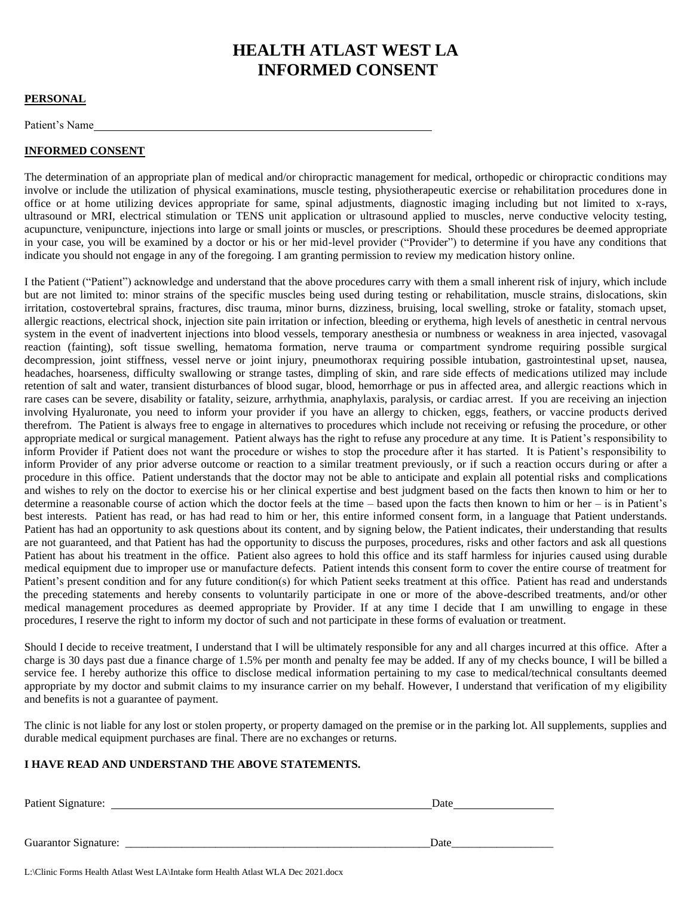# HEALTH ATLAST WEST LA
# INFORMED CONSENT

**PERSONAL**

Patient's Name\_\_\_\_\_\_\_\_\_\_\_\_\_\_\_\_\_\_\_\_\_\_\_\_\_\_\_\_\_\_\_\_\_\_\_\_\_\_\_\_\_\_\_\_\_\_\_\_\_\_\_\_\_\_\_\_

**INFORMED CONSENT**

The determination of an appropriate plan of medical and/or chiropractic management for medical, orthopedic or chiropractic conditions may involve or include the utilization of physical examinations, muscle testing, physiotherapeutic exercise or rehabilitation procedures done in office or at home utilizing devices appropriate for same, spinal adjustments, diagnostic imaging including but not limited to x-rays, ultrasound or MRI, electrical stimulation or TENS unit application or ultrasound applied to muscles, nerve conductive velocity testing, acupuncture, venipuncture, injections into large or small joints or muscles, or prescriptions. Should these procedures be deemed appropriate in your case, you will be examined by a doctor or his or her mid-level provider ("Provider") to determine if you have any conditions that indicate you should not engage in any of the foregoing. I am granting permission to review my medication history online.

I the Patient ("Patient") acknowledge and understand that the above procedures carry with them a small inherent risk of injury, which include but are not limited to: minor strains of the specific muscles being used during testing or rehabilitation, muscle strains, dislocations, skin irritation, costovertebral sprains, fractures, disc trauma, minor burns, dizziness, bruising, local swelling, stroke or fatality, stomach upset, allergic reactions, electrical shock, injection site pain irritation or infection, bleeding or erythema, high levels of anesthetic in central nervous system in the event of inadvertent injections into blood vessels, temporary anesthesia or numbness or weakness in area injected, vasovagal reaction (fainting), soft tissue swelling, hematoma formation, nerve trauma or compartment syndrome requiring possible surgical decompression, joint stiffness, vessel nerve or joint injury, pneumothorax requiring possible intubation, gastrointestinal upset, nausea, headaches, hoarseness, difficulty swallowing or strange tastes, dimpling of skin, and rare side effects of medications utilized may include retention of salt and water, transient disturbances of blood sugar, blood, hemorrhage or pus in affected area, and allergic reactions which in rare cases can be severe, disability or fatality, seizure, arrhythmia, anaphylaxis, paralysis, or cardiac arrest. If you are receiving an injection involving Hyaluronate, you need to inform your provider if you have an allergy to chicken, eggs, feathers, or vaccine products derived therefrom. The Patient is always free to engage in alternatives to procedures which include not receiving or refusing the procedure, or other appropriate medical or surgical management. Patient always has the right to refuse any procedure at any time. It is Patient's responsibility to inform Provider if Patient does not want the procedure or wishes to stop the procedure after it has started. It is Patient's responsibility to inform Provider of any prior adverse outcome or reaction to a similar treatment previously, or if such a reaction occurs during or after a procedure in this office. Patient understands that the doctor may not be able to anticipate and explain all potential risks and complications and wishes to rely on the doctor to exercise his or her clinical expertise and best judgment based on the facts then known to him or her to determine a reasonable course of action which the doctor feels at the time – based upon the facts then known to him or her – is in Patient's best interests. Patient has read, or has had read to him or her, this entire informed consent form, in a language that Patient understands. Patient has had an opportunity to ask questions about its content, and by signing below, the Patient indicates, their understanding that results are not guaranteed, and that Patient has had the opportunity to discuss the purposes, procedures, risks and other factors and ask all questions Patient has about his treatment in the office. Patient also agrees to hold this office and its staff harmless for injuries caused using durable medical equipment due to improper use or manufacture defects. Patient intends this consent form to cover the entire course of treatment for Patient's present condition and for any future condition(s) for which Patient seeks treatment at this office. Patient has read and understands the preceding statements and hereby consents to voluntarily participate in one or more of the above-described treatments, and/or other medical management procedures as deemed appropriate by Provider. If at any time I decide that I am unwilling to engage in these procedures, I reserve the right to inform my doctor of such and not participate in these forms of evaluation or treatment.

Should I decide to receive treatment, I understand that I will be ultimately responsible for any and all charges incurred at this office. After a charge is 30 days past due a finance charge of 1.5% per month and penalty fee may be added. If any of my checks bounce, I will be billed a service fee. I hereby authorize this office to disclose medical information pertaining to my case to medical/technical consultants deemed appropriate by my doctor and submit claims to my insurance carrier on my behalf. However, I understand that verification of my eligibility and benefits is not a guarantee of payment.

The clinic is not liable for any lost or stolen property, or property damaged on the premise or in the parking lot. All supplements, supplies and durable medical equipment purchases are final. There are no exchanges or returns.

**I HAVE READ AND UNDERSTAND THE ABOVE STATEMENTS.**

Patient Signature: \_\_\_\_\_\_\_\_\_\_\_\_\_\_\_\_\_\_\_\_\_\_\_\_\_\_\_\_\_\_\_\_\_\_\_\_\_\_\_\_\_\_\_\_\_\_\_\_\_\_\_\_\_\_\_\_Date\_\_\_\_\_\_\_\_\_\_\_\_\_\_\_\_\_\_

Guarantor Signature: \_\_\_\_\_\_\_\_\_\_\_\_\_\_\_\_\_\_\_\_\_\_\_\_\_\_\_\_\_\_\_\_\_\_\_\_\_\_\_\_\_\_\_\_\_\_\_\_\_\_\_\_\_\_\_\_Date\_\_\_\_\_\_\_\_\_\_\_\_\_\_\_\_\_\_

L:\Clinic Forms Health Atlast West LA\Intake form Health Atlast WLA Dec 2021.docx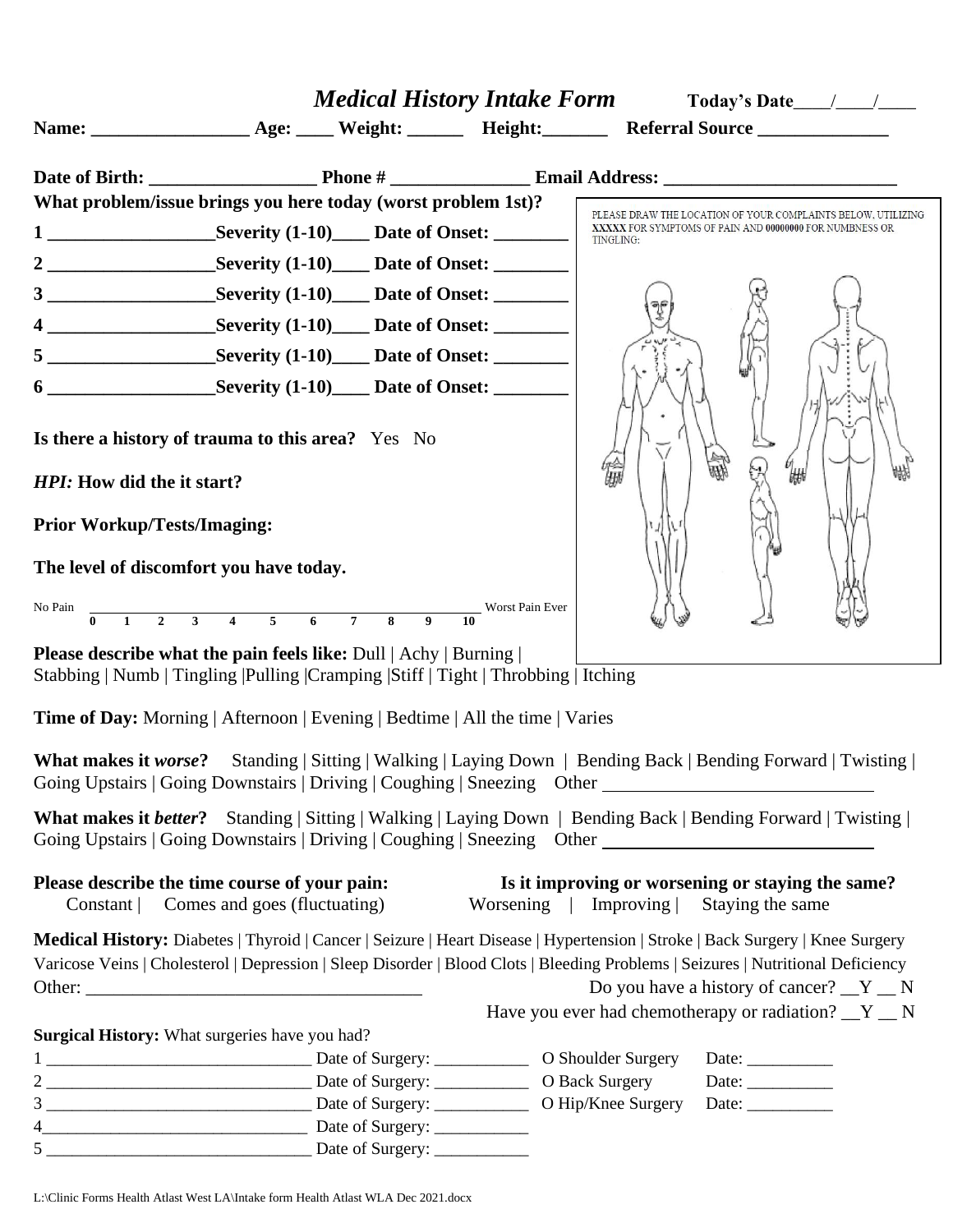# *Medical History Intake Form*

**Today's Date\_\_\_\_/\_\_\_\_/\_\_\_\_**

**Name:** \_\_\_\_\_\_\_\_\_\_\_\_\_\_\_\_\_ **Age:** \_\_\_\_ **Weight:** \_\_\_\_\_\_ **Height:**\_\_\_\_\_\_\_ **Referral Source** \_\_\_\_\_\_\_\_\_\_\_\_\_\_

**Date of Birth:** \_\_\_\_\_\_\_\_\_\_\_\_\_\_\_\_\_\_ **Phone #** \_\_\_\_\_\_\_\_\_\_\_\_\_\_\_ **Email Address:** \_\_\_\_\_\_\_\_\_\_\_\_\_\_\_\_\_\_\_\_\_\_\_\_\_

**What problem/issue brings you here today (worst problem 1st)?**

**1** \_\_\_\_\_\_\_\_\_\_\_\_\_\_\_\_\_\_**Severity (1-10)**\_\_\_\_ **Date of Onset:** \_\_\_\_\_\_\_\_

**2** \_\_\_\_\_\_\_\_\_\_\_\_\_\_\_\_\_\_**Severity (1-10)**\_\_\_\_ **Date of Onset:** \_\_\_\_\_\_\_\_

**3** \_\_\_\_\_\_\_\_\_\_\_\_\_\_\_\_\_\_**Severity (1-10)**\_\_\_\_ **Date of Onset:** \_\_\_\_\_\_\_\_

**4** \_\_\_\_\_\_\_\_\_\_\_\_\_\_\_\_\_\_**Severity (1-10)**\_\_\_\_ **Date of Onset:** \_\_\_\_\_\_\_\_

**5** \_\_\_\_\_\_\_\_\_\_\_\_\_\_\_\_\_\_**Severity (1-10)**\_\_\_\_ **Date of Onset:** \_\_\_\_\_\_\_\_

**6** \_\_\_\_\_\_\_\_\_\_\_\_\_\_\_\_\_\_**Severity (1-10)**\_\_\_\_ **Date of Onset:** \_\_\_\_\_\_\_\_

PLEASE DRAW THE LOCATION OF YOUR COMPLAINTS BELOW, UTILIZING XXXXX FOR SYMPTOMS OF PAIN AND 00000000 FOR NUMBNESS OR TINGLING:

**Is there a history of trauma to this area?** Yes No

***HPI:* How did the it start?**

**Prior Workup/Tests/Imaging:**

**The level of discomfort you have today.**

No Pain 0 1 2 3 4 5 6 7 8 9 10 Worst Pain Ever

**Please describe what the pain feels like:** Dull | Achy | Burning | Stabbing | Numb | Tingling |Pulling |Cramping |Stiff | Tight | Throbbing | Itching

**Time of Day:** Morning | Afternoon | Evening | Bedtime | All the time | Varies

**What makes it *worse*?** Standing | Sitting | Walking | Laying Down | Bending Back | Bending Forward | Twisting | Going Upstairs | Going Downstairs | Driving | Coughing | Sneezing Other \_\_\_\_\_\_\_\_\_\_\_\_\_\_\_\_\_\_\_\_\_\_\_\_\_\_\_\_\_\_

**What makes it *better*?** Standing | Sitting | Walking | Laying Down | Bending Back | Bending Forward | Twisting | Going Upstairs | Going Downstairs | Driving | Coughing | Sneezing Other \_\_\_\_\_\_\_\_\_\_\_\_\_\_\_\_\_\_\_\_\_\_\_\_\_\_\_\_\_\_

**Please describe the time course of your pain:** Constant | Comes and goes (fluctuating)

**Is it improving or worsening or staying the same?** Worsening | Improving | Staying the same

**Medical History:** Diabetes | Thyroid | Cancer | Seizure | Heart Disease | Hypertension | Stroke | Back Surgery | Knee Surgery Varicose Veins | Cholesterol | Depression | Sleep Disorder | Blood Clots | Bleeding Problems | Seizures | Nutritional Deficiency

Other: \_\_\_\_\_\_\_\_\_\_\_\_\_\_\_\_\_\_\_\_\_\_\_\_\_\_\_\_\_\_\_\_\_\_\_\_\_\_\_

Do you have a history of cancer? \_\_Y \_\_ N

Have you ever had chemotherapy or radiation? \_\_Y \_\_ N

**Surgical History:** What surgeries have you had?

1 \_\_\_\_\_\_\_\_\_\_\_\_\_\_\_\_\_\_\_\_\_\_\_\_\_\_\_\_\_\_\_\_ Date of Surgery: \_\_\_\_\_\_\_\_\_\_\_ O Shoulder Surgery Date: \_\_\_\_\_\_\_\_\_\_

2 \_\_\_\_\_\_\_\_\_\_\_\_\_\_\_\_\_\_\_\_\_\_\_\_\_\_\_\_\_\_\_\_ Date of Surgery: \_\_\_\_\_\_\_\_\_\_\_ O Back Surgery Date: \_\_\_\_\_\_\_\_\_\_

3 \_\_\_\_\_\_\_\_\_\_\_\_\_\_\_\_\_\_\_\_\_\_\_\_\_\_\_\_\_\_\_\_ Date of Surgery: \_\_\_\_\_\_\_\_\_\_\_ O Hip/Knee Surgery Date: \_\_\_\_\_\_\_\_\_\_

4\_\_\_\_\_\_\_\_\_\_\_\_\_\_\_\_\_\_\_\_\_\_\_\_\_\_\_\_\_\_\_\_ Date of Surgery: \_\_\_\_\_\_\_\_\_\_\_

5 \_\_\_\_\_\_\_\_\_\_\_\_\_\_\_\_\_\_\_\_\_\_\_\_\_\_\_\_\_\_\_\_ Date of Surgery: \_\_\_\_\_\_\_\_\_\_\_

L:\Clinic Forms Health Atlast West LA\Intake form Health Atlast WLA Dec 2021.docx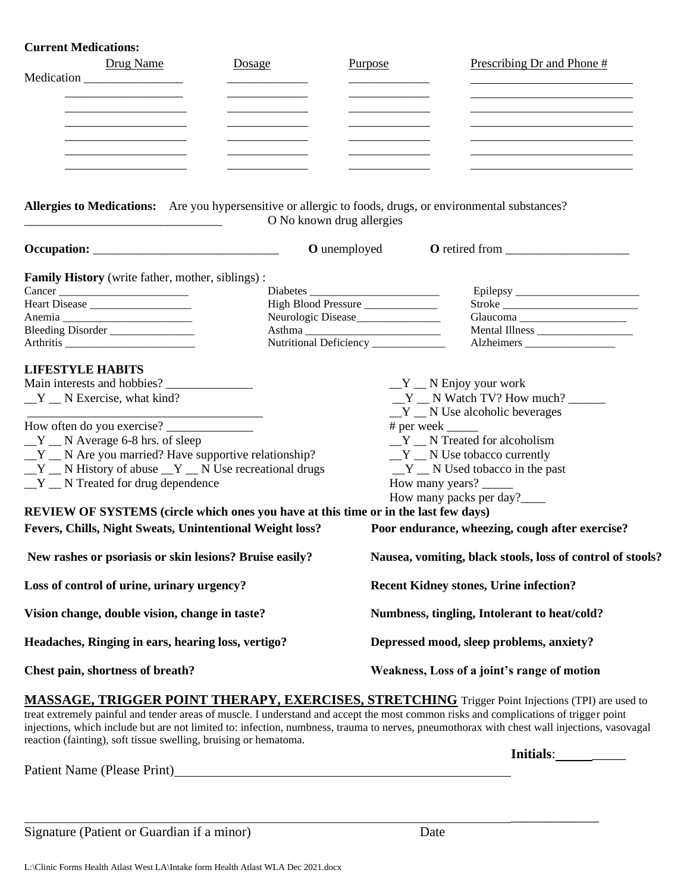**Current Medications:**

| | Drug Name | Dosage | Purpose | Prescribing Dr and Phone # |
|---|---|---|---|---|
| Medication | ________________ | _____________ | _____________ | |
| | | | | |
| | | | | |
| | | | | |
| | | | | |
| | | | | |
| | | | | |

**Allergies to Medications:** Are you hypersensitive or allergic to foods, drugs, or environmental substances?

________________________________ O No known drug allergies

**Occupation:** ______________________________ **O** unemployed **O** retired from ____________________

**Family History** (write father, mother, siblings) :

| | | |
|---|---|---|
| Cancer ______________________ | Diabetes ______________________ | Epilepsy ______________________ |
| Heart Disease __________________ | High Blood Pressure _____________ | Stroke ________________________ |
| Anemia ______________________ | Neurologic Disease_______________ | Glaucoma __________________ |
| Bleeding Disorder _______________ | Asthma ________________________ | Mental Illness _________________ |
| Arthritis _______________________ | Nutritional Deficiency _____________ | Alzheimers ________________ |

**LIFESTYLE HABITS**

Main interests and hobbies? ______________

__Y __ N Exercise, what kind?

______________________________________

How often do you exercise? ______________

__Y __ N Average 6-8 hrs. of sleep

__Y __ N Are you married? Have supportive relationship?

__Y __ N History of abuse __Y __ N Use recreational drugs

__Y __ N Treated for drug dependence

__Y __ N Enjoy your work

__Y __ N Watch TV? How much? ______

__Y __ N Use alcoholic beverages

# per week _____

__Y __ N Treated for alcoholism

__Y __ N Use tobacco currently

__Y __ N Used tobacco in the past

How many years? _____

How many packs per day?____

**REVIEW OF SYSTEMS (circle which ones you have at this time or in the last few days)**

**Fevers, Chills, Night Sweats, Unintentional Weight loss?**

**New rashes or psoriasis or skin lesions? Bruise easily?**

**Loss of control of urine, urinary urgency?**

**Vision change, double vision, change in taste?**

**Headaches, Ringing in ears, hearing loss, vertigo?**

**Chest pain, shortness of breath?**

**Poor endurance, wheezing, cough after exercise?**

**Nausea, vomiting, black stools, loss of control of stools?**

**Recent Kidney stones, Urine infection?**

**Numbness, tingling, Intolerant to heat/cold?**

**Depressed mood, sleep problems, anxiety?**

**Weakness, Loss of a joint's range of motion**

**MASSAGE, TRIGGER POINT THERAPY, EXERCISES, STRETCHING** Trigger Point Injections (TPI) are used to treat extremely painful and tender areas of muscle. I understand and accept the most common risks and complications of trigger point injections, which include but are not limited to: infection, numbness, trauma to nerves, pneumothorax with chest wall injections, vasovagal reaction (fainting), soft tissue swelling, bruising or hematoma.

**Initials**:__________

Patient Name (Please Print)____________________________________________________

_______________________________________________________________________ ____________

Signature (Patient or Guardian if a minor) Date

L:\Clinic Forms Health Atlast West LA\Intake form Health Atlast WLA Dec 2021.docx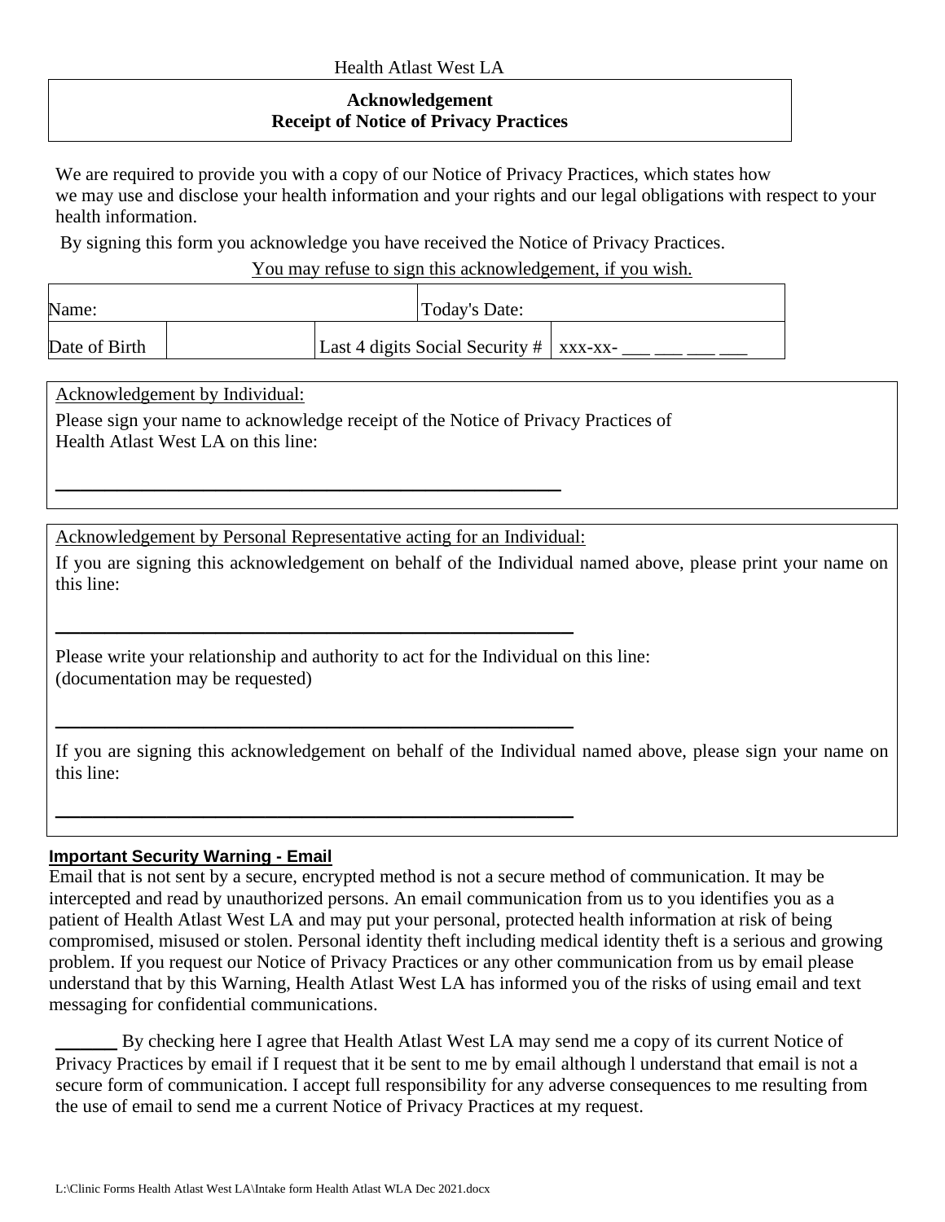Health Atlast West LA

**Acknowledgement**
**Receipt of Notice of Privacy Practices**

We are required to provide you with a copy of our Notice of Privacy Practices, which states how we may use and disclose your health information and your rights and our legal obligations with respect to your health information.

By signing this form you acknowledge you have received the Notice of Privacy Practices.

<u>You may refuse to sign this acknowledgement, if you wish.</u>

| Name: | | Today's Date: | |
|---|---|---|---|
| Date of Birth | | Last 4 digits Social Security # | xxx-xx- ___ ___ ___ ___ |

<u>Acknowledgement by Individual:</u>

Please sign your name to acknowledge receipt of the Notice of Privacy Practices of Health Atlast West LA on this line:

______________________________________________

<u>Acknowledgement by Personal Representative acting for an Individual:</u>

If you are signing this acknowledgement on behalf of the Individual named above, please print your name on this line:

______________________________________________

Please write your relationship and authority to act for the Individual on this line:
(documentation may be requested)

______________________________________________

If you are signing this acknowledgement on behalf of the Individual named above, please sign your name on this line:

______________________________________________

**<u>Important Security Warning - Email</u>**

Email that is not sent by a secure, encrypted method is not a secure method of communication. It may be intercepted and read by unauthorized persons. An email communication from us to you identifies you as a patient of Health Atlast West LA and may put your personal, protected health information at risk of being compromised, misused or stolen. Personal identity theft including medical identity theft is a serious and growing problem. If you request our Notice of Privacy Practices or any other communication from us by email please understand that by this Warning, Health Atlast West LA has informed you of the risks of using email and text messaging for confidential communications.

______ By checking here I agree that Health Atlast West LA may send me a copy of its current Notice of Privacy Practices by email if I request that it be sent to me by email although l understand that email is not a secure form of communication. I accept full responsibility for any adverse consequences to me resulting from the use of email to send me a current Notice of Privacy Practices at my request.

L:\Clinic Forms Health Atlast West LA\Intake form Health Atlast WLA Dec 2021.docx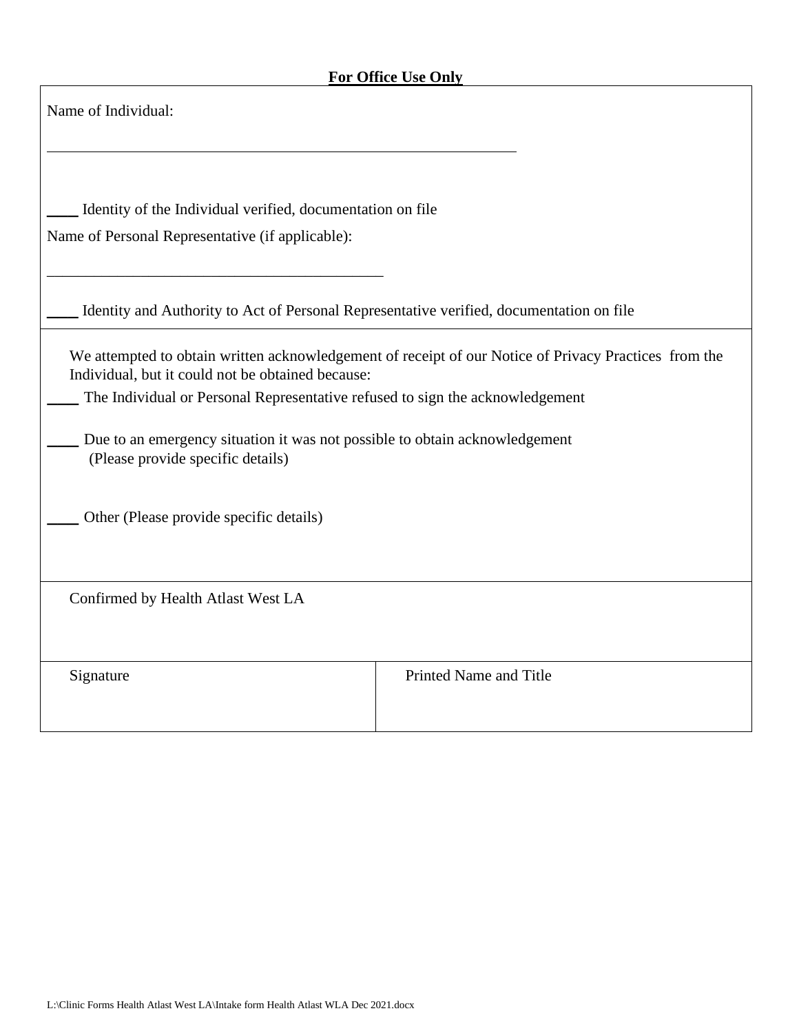**For Office Use Only**

Name of Individual:

_______________________________________________________________

____ Identity of the Individual verified, documentation on file

Name of Personal Representative (if applicable):

_____________________________________________

____ Identity and Authority to Act of Personal Representative verified, documentation on file

We attempted to obtain written acknowledgement of receipt of our Notice of Privacy Practices from the Individual, but it could not be obtained because:

____ The Individual or Personal Representative refused to sign the acknowledgement

____ Due to an emergency situation it was not possible to obtain acknowledgement (Please provide specific details)

____ Other (Please provide specific details)

Confirmed by Health Atlast West LA

| Signature | Printed Name and Title |
| --- | --- |
| | |

L:\Clinic Forms Health Atlast West LA\Intake form Health Atlast WLA Dec 2021.docx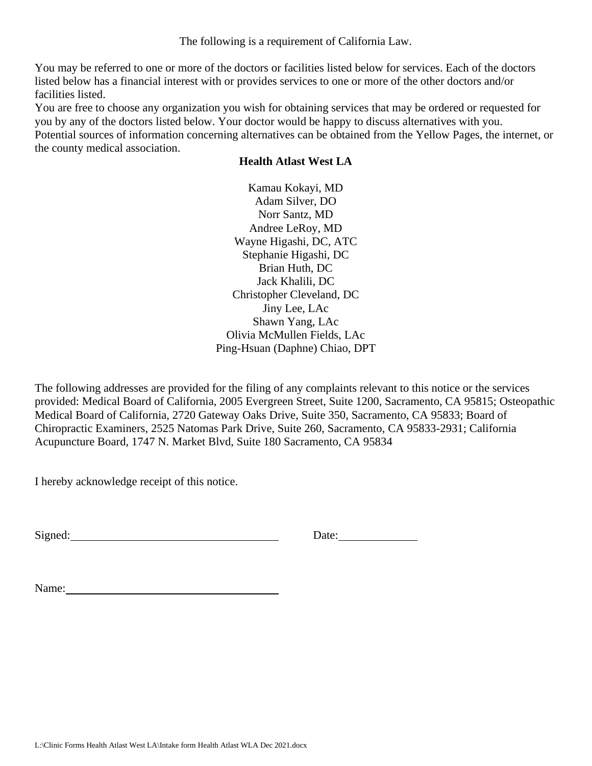The following is a requirement of California Law.

You may be referred to one or more of the doctors or facilities listed below for services. Each of the doctors listed below has a financial interest with or provides services to one or more of the other doctors and/or facilities listed.
You are free to choose any organization you wish for obtaining services that may be ordered or requested for you by any of the doctors listed below. Your doctor would be happy to discuss alternatives with you.
Potential sources of information concerning alternatives can be obtained from the Yellow Pages, the internet, or the county medical association.

**Health Atlast West LA**

Kamau Kokayi, MD
Adam Silver, DO
Norr Santz, MD
Andree LeRoy, MD
Wayne Higashi, DC, ATC
Stephanie Higashi, DC
Brian Huth, DC
Jack Khalili, DC
Christopher Cleveland, DC
Jiny Lee, LAc
Shawn Yang, LAc
Olivia McMullen Fields, LAc
Ping-Hsuan (Daphne) Chiao, DPT

The following addresses are provided for the filing of any complaints relevant to this notice or the services provided: Medical Board of California, 2005 Evergreen Street, Suite 1200, Sacramento, CA 95815; Osteopathic Medical Board of California, 2720 Gateway Oaks Drive, Suite 350, Sacramento, CA 95833; Board of Chiropractic Examiners, 2525 Natomas Park Drive, Suite 260, Sacramento, CA 95833-2931; California Acupuncture Board, 1747 N. Market Blvd, Suite 180 Sacramento, CA 95834

I hereby acknowledge receipt of this notice.

Signed:____________________________________ Date:_____________

Name:_____________________________________

L:\Clinic Forms Health Atlast West LA\Intake form Health Atlast WLA Dec 2021.docx